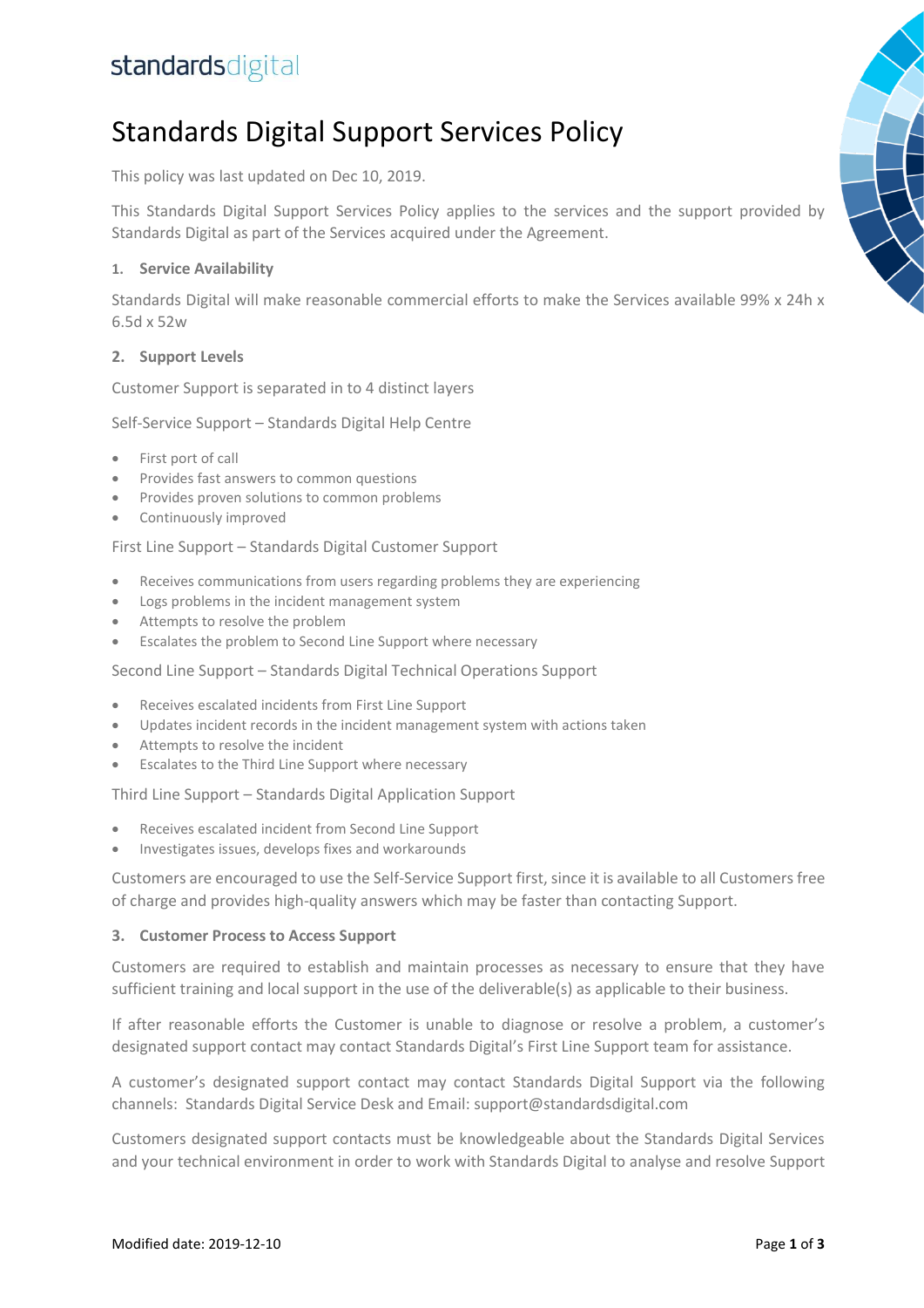standardsdigital

# Standards Digital Support Services Policy

This policy was last updated on Dec 10, 2019.

This Standards Digital Support Services Policy applies to the services and the support provided by Standards Digital as part of the Services acquired under the Agreement.

## 1. Service Availability

Standards Digital will make reasonable commercial efforts to make the Services available 99% x 24h x 6.5d x 52w

## 2. Support Levels

Customer Support is separated in to 4 distinct layers

Self-Service Support – Standards Digital Help Centre

- First port of call
- Provides fast answers to common questions
- Provides proven solutions to common problems
- Continuously improved

First Line Support – Standards Digital Customer Support

- Receives communications from users regarding problems they are experiencing
- Logs problems in the incident management system
- Attempts to resolve the problem
- Escalates the problem to Second Line Support where necessary

Second Line Support – Standards Digital Technical Operations Support

- Receives escalated incidents from First Line Support
- Updates incident records in the incident management system with actions taken
- Attempts to resolve the incident
- Escalates to the Third Line Support where necessary

Third Line Support – Standards Digital Application Support

- Receives escalated incident from Second Line Support
- Investigates issues, develops fixes and workarounds

Customers are encouraged to use the Self-Service Support first, since it is available to all Customers free of charge and provides high-quality answers which may be faster than contacting Support.

## 3. Customer Process to Access Support

Customers are required to establish and maintain processes as necessary to ensure that they have sufficient training and local support in the use of the deliverable(s) as applicable to their business.

If after reasonable efforts the Customer is unable to diagnose or resolve a problem, a customer's designated support contact may contact Standards Digital's First Line Support team for assistance.

A customer's designated support contact may contact Standards Digital Support via the following channels: Standards Digital Service Desk and Email: support@standardsdigital.com

Customers designated support contacts must be knowledgeable about the Standards Digital Services and your technical environment in order to work with Standards Digital to analyse and resolve Support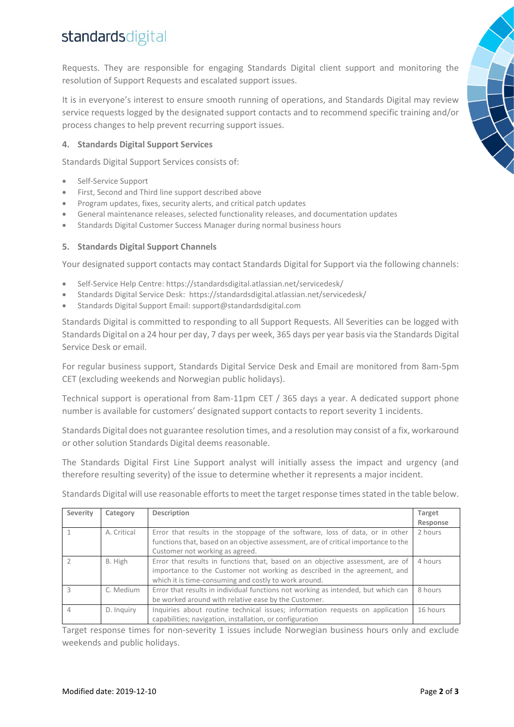Requests. They are responsible for engaging Standards Digital client support and monitoring the resolution of Support Requests and escalated support issues.

It is in everyone's interest to ensure smooth running of operations, and Standards Digital may review service requests logged by the designated support contacts and to recommend specific training and/or process changes to help prevent recurring support issues.

## 4. Standards Digital Support Services

Standards Digital Support Services consists of:

- Self-Service Support
- First, Second and Third line support described above
- Program updates, fixes, security alerts, and critical patch updates
- General maintenance releases, selected functionality releases, and documentation updates
- Standards Digital Customer Success Manager during normal business hours

## 5. Standards Digital Support Channels

Your designated support contacts may contact Standards Digital for Support via the following channels:

- Self-Service Help Centre: https://standardsdigital.atlassian.net/servicedesk/
- Standards Digital Service Desk: https://standardsdigital.atlassian.net/servicedesk/
- Standards Digital Support Email: support@standardsdigital.com

Standards Digital is committed to responding to all Support Requests. All Severities can be logged with Standards Digital on a 24 hour per day, 7 days per week, 365 days per year basis via the Standards Digital Service Desk or email.

For regular business support, Standards Digital Service Desk and Email are monitored from 8am-5pm CET (excluding weekends and Norwegian public holidays).

Technical support is operational from 8am-11pm CET / 365 days a year. A dedicated support phone number is available for customers' designated support contacts to report severity 1 incidents.

Standards Digital does not guarantee resolution times, and a resolution may consist of a fix, workaround or other solution Standards Digital deems reasonable.

The Standards Digital First Line Support analyst will initially assess the impact and urgency (and therefore resulting severity) of the issue to determine whether it represents a major incident.

Standards Digital will use reasonable efforts to meet the target response times stated in the table below.

| Severity | Category | Description | Target Response |
|---|---|---|---|
| 1 | A. Critical | Error that results in the stoppage of the software, loss of data, or in other functions that, based on an objective assessment, are of critical importance to the Customer not working as agreed. | 2 hours |
| 2 | B. High | Error that results in functions that, based on an objective assessment, are of importance to the Customer not working as described in the agreement, and which it is time-consuming and costly to work around. | 4 hours |
| 3 | C. Medium | Error that results in individual functions not working as intended, but which can be worked around with relative ease by the Customer. | 8 hours |
| 4 | D. Inquiry | Inquiries about routine technical issues; information requests on application capabilities; navigation, installation, or configuration | 16 hours |

Target response times for non-severity 1 issues include Norwegian business hours only and exclude weekends and public holidays.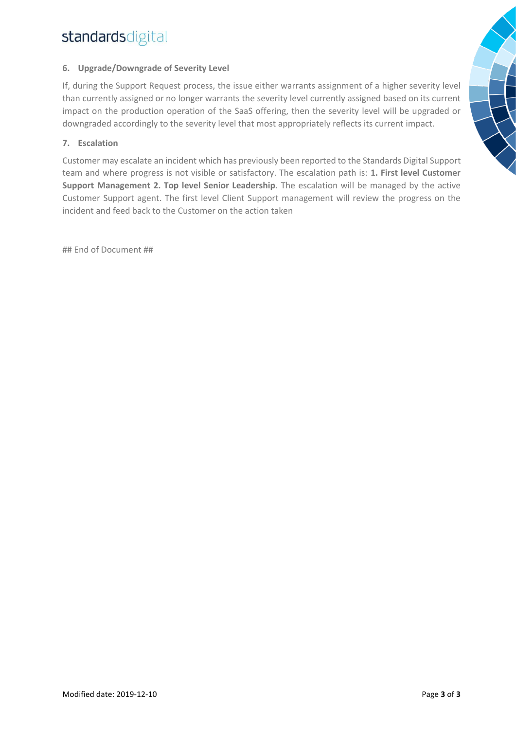### 6. Upgrade/Downgrade of Severity Level

If, during the Support Request process, the issue either warrants assignment of a higher severity level than currently assigned or no longer warrants the severity level currently assigned based on its current impact on the production operation of the SaaS offering, then the severity level will be upgraded or downgraded accordingly to the severity level that most appropriately reflects its current impact.

### 7. Escalation

Customer may escalate an incident which has previously been reported to the Standards Digital Support team and where progress is not visible or satisfactory. The escalation path is: **1. First level Customer Support Management 2. Top level Senior Leadership**. The escalation will be managed by the active Customer Support agent. The first level Client Support management will review the progress on the incident and feed back to the Customer on the action taken

## End of Document ##

Modified date: 2019-12-10